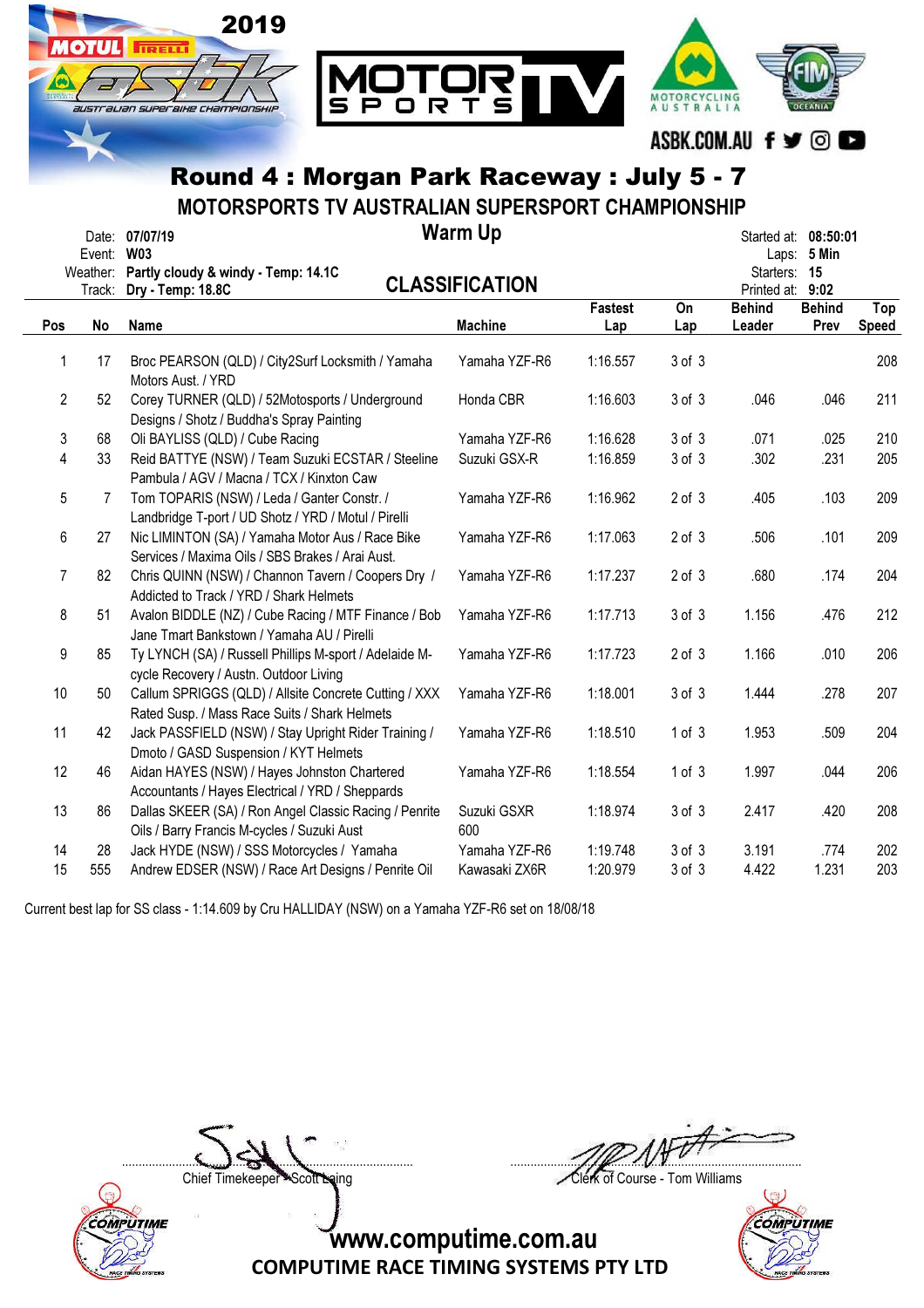# Round 4 : Morgan Park Raceway : July 5 - 7

## MOTORSPORTS TV AUSTRALIAN SUPERSPORT CHAMPIONSHIP

Date: 07/07/19
Event: W03
Weather: Partly cloudy & windy - Temp: 14.1C
Track: Dry - Temp: 18.8C

**Warm Up**

**CLASSIFICATION**

Started at: 08:50:01
Laps: 5 Min
Starters: 15
Printed at: 9:02

| Pos | No | Name | Machine | Fastest Lap | On Lap | Behind Leader | Behind Prev | Top Speed |
|---|---|---|---|---|---|---|---|---|
| 1 | 17 | Broc PEARSON (QLD) / City2Surf Locksmith / Yamaha Motors Aust. / YRD | Yamaha YZF-R6 | 1:16.557 | 3 of 3 | | | 208 |
| 2 | 52 | Corey TURNER (QLD) / 52Motosports / Underground Designs / Shotz / Buddha's Spray Painting | Honda CBR | 1:16.603 | 3 of 3 | .046 | .046 | 211 |
| 3 | 68 | Oli BAYLISS (QLD) / Cube Racing | Yamaha YZF-R6 | 1:16.628 | 3 of 3 | .071 | .025 | 210 |
| 4 | 33 | Reid BATTYE (NSW) / Team Suzuki ECSTAR / Steeline Pambula / AGV / Macna / TCX / Kinxton Caw | Suzuki GSX-R | 1:16.859 | 3 of 3 | .302 | .231 | 205 |
| 5 | 7 | Tom TOPARIS (NSW) / Leda / Ganter Constr. / Landbridge T-port / UD Shotz / YRD / Motul / Pirelli | Yamaha YZF-R6 | 1:16.962 | 2 of 3 | .405 | .103 | 209 |
| 6 | 27 | Nic LIMINTON (SA) / Yamaha Motor Aus / Race Bike Services / Maxima Oils / SBS Brakes / Arai Aust. | Yamaha YZF-R6 | 1:17.063 | 2 of 3 | .506 | .101 | 209 |
| 7 | 82 | Chris QUINN (NSW) / Channon Tavern / Coopers Dry / Addicted to Track / YRD / Shark Helmets | Yamaha YZF-R6 | 1:17.237 | 2 of 3 | .680 | .174 | 204 |
| 8 | 51 | Avalon BIDDLE (NZ) / Cube Racing / MTF Finance / Bob Jane Tmart Bankstown / Yamaha AU / Pirelli | Yamaha YZF-R6 | 1:17.713 | 3 of 3 | 1.156 | .476 | 212 |
| 9 | 85 | Ty LYNCH (SA) / Russell Phillips M-sport / Adelaide M-cycle Recovery / Austn. Outdoor Living | Yamaha YZF-R6 | 1:17.723 | 2 of 3 | 1.166 | .010 | 206 |
| 10 | 50 | Callum SPRIGGS (QLD) / Allsite Concrete Cutting / XXX Rated Susp. / Mass Race Suits / Shark Helmets | Yamaha YZF-R6 | 1:18.001 | 3 of 3 | 1.444 | .278 | 207 |
| 11 | 42 | Jack PASSFIELD (NSW) / Stay Upright Rider Training / Dmoto / GASD Suspension / KYT Helmets | Yamaha YZF-R6 | 1:18.510 | 1 of 3 | 1.953 | .509 | 204 |
| 12 | 46 | Aidan HAYES (NSW) / Hayes Johnston Chartered Accountants / Hayes Electrical / YRD / Sheppards | Yamaha YZF-R6 | 1:18.554 | 1 of 3 | 1.997 | .044 | 206 |
| 13 | 86 | Dallas SKEER (SA) / Ron Angel Classic Racing / Penrite Oils / Barry Francis M-cycles / Suzuki Aust | Suzuki GSXR 600 | 1:18.974 | 3 of 3 | 2.417 | .420 | 208 |
| 14 | 28 | Jack HYDE (NSW) / SSS Motorcycles / Yamaha | Yamaha YZF-R6 | 1:19.748 | 3 of 3 | 3.191 | .774 | 202 |
| 15 | 555 | Andrew EDSER (NSW) / Race Art Designs / Penrite Oil | Kawasaki ZX6R | 1:20.979 | 3 of 3 | 4.422 | 1.231 | 203 |

Current best lap for SS class - 1:14.609 by Cru HALLIDAY (NSW) on a Yamaha YZF-R6 set on 18/08/18

Chief Timekeeper - Scott Laing

Clerk of Course - Tom Williams

www.computime.com.au
COMPUTIME RACE TIMING SYSTEMS PTY LTD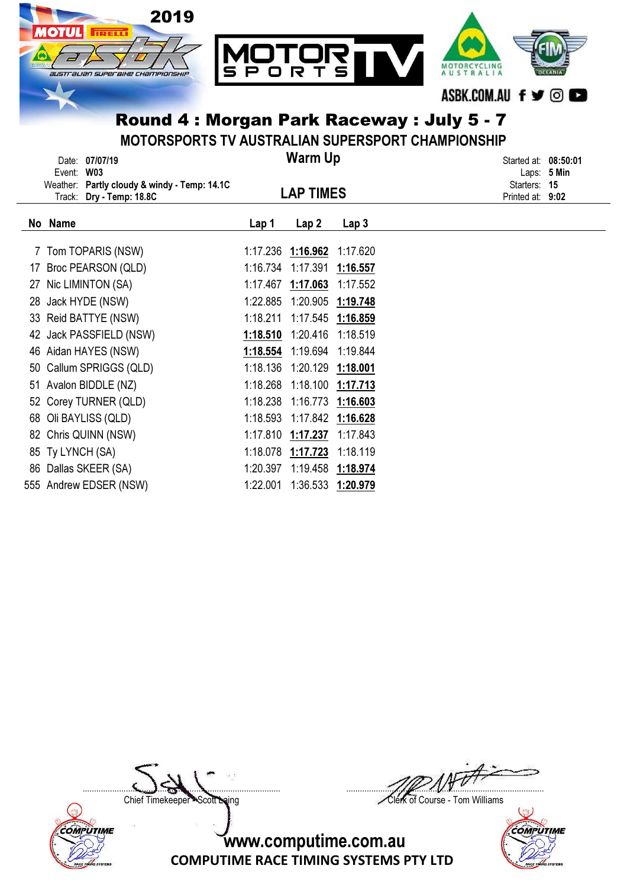# Round 4 : Morgan Park Raceway : July 5 - 7

## MOTORSPORTS TV AUSTRALIAN SUPERSPORT CHAMPIONSHIP

Date: **07/07/19**
Event: **W03**
Weather: **Partly cloudy & windy - Temp: 14.1C**
Track: **Dry - Temp: 18.8C**

**Warm Up**

**LAP TIMES**

Started at: **08:50:01**
Laps: **5 Min**
Starters: **15**
Printed at: **9:02**

| No | Name | Lap 1 | Lap 2 | Lap 3 |
|---|---|---|---|---|
| 7 | Tom TOPARIS (NSW) | 1:17.236 | **1:16.962** | 1:17.620 |
| 17 | Broc PEARSON (QLD) | 1:16.734 | 1:17.391 | **1:16.557** |
| 27 | Nic LIMINTON (SA) | 1:17.467 | **1:17.063** | 1:17.552 |
| 28 | Jack HYDE (NSW) | 1:22.885 | 1:20.905 | **1:19.748** |
| 33 | Reid BATTYE (NSW) | 1:18.211 | 1:17.545 | **1:16.859** |
| 42 | Jack PASSFIELD (NSW) | **1:18.510** | 1:20.416 | 1:18.519 |
| 46 | Aidan HAYES (NSW) | **1:18.554** | 1:19.694 | 1:19.844 |
| 50 | Callum SPRIGGS (QLD) | 1:18.136 | 1:20.129 | **1:18.001** |
| 51 | Avalon BIDDLE (NZ) | 1:18.268 | 1:18.100 | **1:17.713** |
| 52 | Corey TURNER (QLD) | 1:18.238 | 1:16.773 | **1:16.603** |
| 68 | Oli BAYLISS (QLD) | 1:18.593 | 1:17.842 | **1:16.628** |
| 82 | Chris QUINN (NSW) | 1:17.810 | **1:17.237** | 1:17.843 |
| 85 | Ty LYNCH (SA) | 1:18.078 | **1:17.723** | 1:18.119 |
| 86 | Dallas SKEER (SA) | 1:20.397 | 1:19.458 | **1:18.974** |
| 555 | Andrew EDSER (NSW) | 1:22.001 | 1:36.533 | **1:20.979** |

Chief Timekeeper - Scott Laing

Clerk of Course - Tom Williams

www.computime.com.au
COMPUTIME RACE TIMING SYSTEMS PTY LTD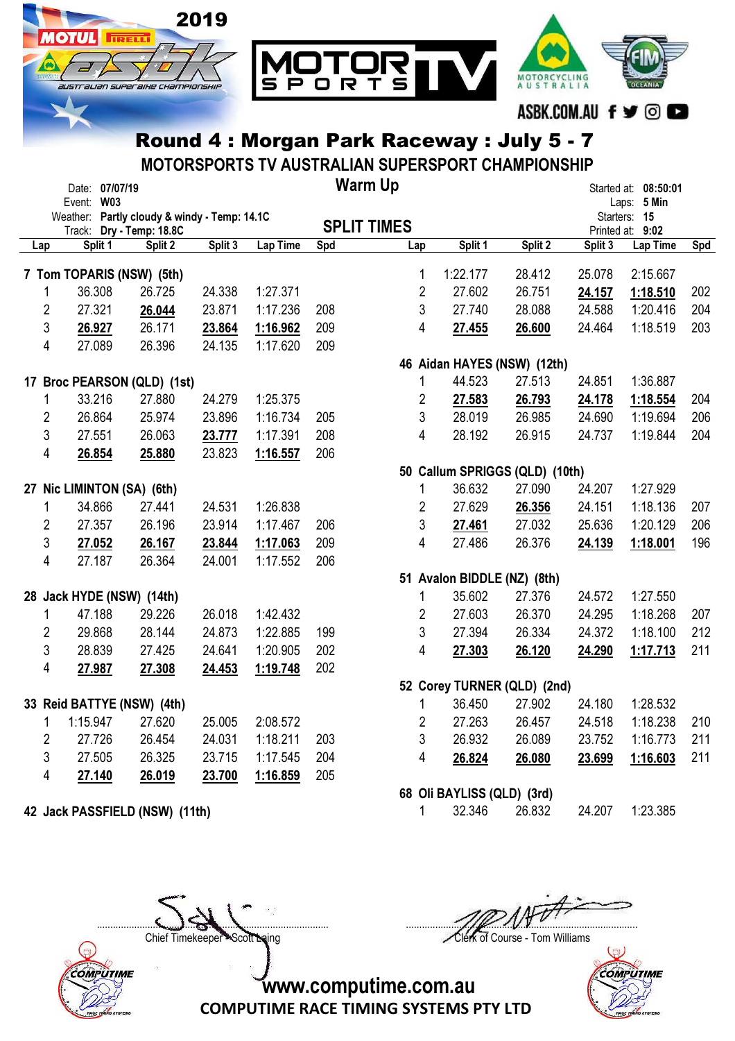# Round 4 : Morgan Park Raceway : July 5 - 7

## MOTORSPORTS TV AUSTRALIAN SUPERSPORT CHAMPIONSHIP

Date: **07/07/19**
Event: **W03**
Weather: **Partly cloudy & windy - Temp: 14.1C**
Track: **Dry - Temp: 18.8C**

**Warm Up**

**SPLIT TIMES**

Started at: **08:50:01**
Laps: **5 Min**
Starters: **15**
Printed at: **9:02**

| Lap | Split 1 | Split 2 | Split 3 | Lap Time | Spd |
|---|---|---|---|---|---|
| **7 Tom TOPARIS (NSW) (5th)** | | | | | |
| 1 | 36.308 | 26.725 | 24.338 | 1:27.371 | |
| 2 | 27.321 | **26.044** | 23.871 | 1:17.236 | 208 |
| 3 | **26.927** | 26.171 | **23.864** | **1:16.962** | 209 |
| 4 | 27.089 | 26.396 | 24.135 | 1:17.620 | 209 |
| **17 Broc PEARSON (QLD) (1st)** | | | | | |
| 1 | 33.216 | 27.880 | 24.279 | 1:25.375 | |
| 2 | 26.864 | 25.974 | 23.896 | 1:16.734 | 205 |
| 3 | 27.551 | 26.063 | **23.777** | 1:17.391 | 208 |
| 4 | **26.854** | **25.880** | 23.823 | **1:16.557** | 206 |
| **27 Nic LIMINTON (SA) (6th)** | | | | | |
| 1 | 34.866 | 27.441 | 24.531 | 1:26.838 | |
| 2 | 27.357 | 26.196 | 23.914 | 1:17.467 | 206 |
| 3 | **27.052** | **26.167** | **23.844** | **1:17.063** | 209 |
| 4 | 27.187 | 26.364 | 24.001 | 1:17.552 | 206 |
| **28 Jack HYDE (NSW) (14th)** | | | | | |
| 1 | 47.188 | 29.226 | 26.018 | 1:42.432 | |
| 2 | 29.868 | 28.144 | 24.873 | 1:22.885 | 199 |
| 3 | 28.839 | 27.425 | 24.641 | 1:20.905 | 202 |
| 4 | **27.987** | **27.308** | **24.453** | **1:19.748** | 202 |
| **33 Reid BATTYE (NSW) (4th)** | | | | | |
| 1 | 1:15.947 | 27.620 | 25.005 | 2:08.572 | |
| 2 | 27.726 | 26.454 | 24.031 | 1:18.211 | 203 |
| 3 | 27.505 | 26.325 | 23.715 | 1:17.545 | 204 |
| 4 | **27.140** | **26.019** | **23.700** | **1:16.859** | 205 |
| **42 Jack PASSFIELD (NSW) (11th)** | | | | | |
| 1 | 1:22.177 | 28.412 | 25.078 | 2:15.667 | |
| 2 | 27.602 | 26.751 | **24.157** | **1:18.510** | 202 |
| 3 | 27.740 | 28.088 | 24.588 | 1:20.416 | 204 |
| 4 | **27.455** | **26.600** | 24.464 | 1:18.519 | 203 |
| **46 Aidan HAYES (NSW) (12th)** | | | | | |
| 1 | 44.523 | 27.513 | 24.851 | 1:36.887 | |
| 2 | **27.583** | **26.793** | **24.178** | **1:18.554** | 204 |
| 3 | 28.019 | 26.985 | 24.690 | 1:19.694 | 206 |
| 4 | 28.192 | 26.915 | 24.737 | 1:19.844 | 204 |
| **50 Callum SPRIGGS (QLD) (10th)** | | | | | |
| 1 | 36.632 | 27.090 | 24.207 | 1:27.929 | |
| 2 | 27.629 | **26.356** | 24.151 | 1:18.136 | 207 |
| 3 | **27.461** | 27.032 | 25.636 | 1:20.129 | 206 |
| 4 | 27.486 | 26.376 | **24.139** | **1:18.001** | 196 |
| **51 Avalon BIDDLE (NZ) (8th)** | | | | | |
| 1 | 35.602 | 27.376 | 24.572 | 1:27.550 | |
| 2 | 27.603 | 26.370 | 24.295 | 1:18.268 | 207 |
| 3 | 27.394 | 26.334 | 24.372 | 1:18.100 | 212 |
| 4 | **27.303** | **26.120** | **24.290** | **1:17.713** | 211 |
| **52 Corey TURNER (QLD) (2nd)** | | | | | |
| 1 | 36.450 | 27.902 | 24.180 | 1:28.532 | |
| 2 | 27.263 | 26.457 | 24.518 | 1:18.238 | 210 |
| 3 | 26.932 | 26.089 | 23.752 | 1:16.773 | 211 |
| 4 | **26.824** | **26.080** | **23.699** | **1:16.603** | 211 |
| **68 Oli BAYLISS (QLD) (3rd)** | | | | | |
| 1 | 32.346 | 26.832 | 24.207 | 1:23.385 | |

Chief Timekeeper - Scott Laing

Clerk of Course - Tom Williams

www.computime.com.au

COMPUTIME RACE TIMING SYSTEMS PTY LTD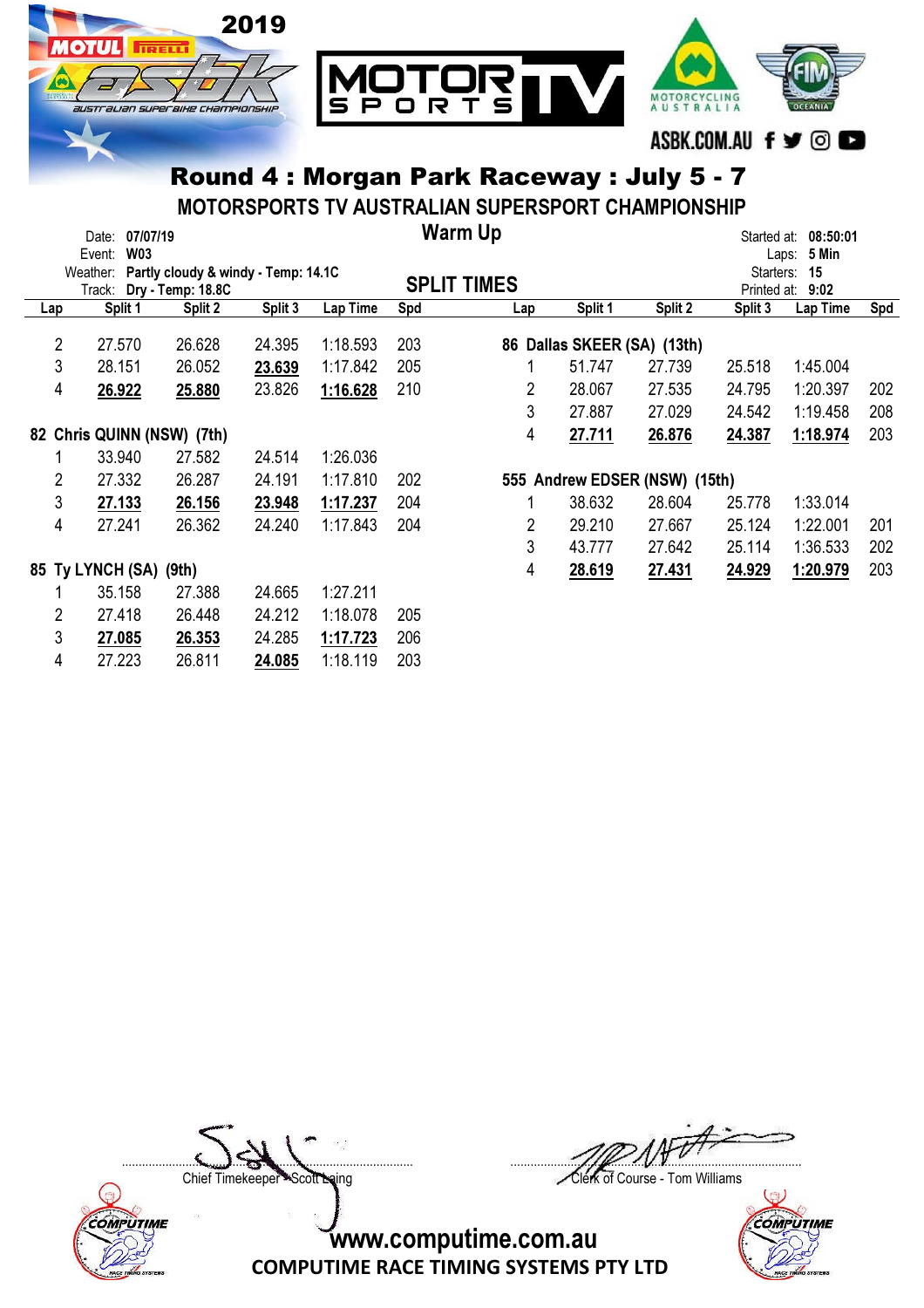## Round 4 : Morgan Park Raceway : July 5 - 7

### MOTORSPORTS TV AUSTRALIAN SUPERSPORT CHAMPIONSHIP

Date: **07/07/19**
Event: **W03**
Weather: **Partly cloudy & windy - Temp: 14.1C**
Track: **Dry - Temp: 18.8C**

**Warm Up**

**SPLIT TIMES**

Started at: **08:50:01**
Laps: **5 Min**
Starters: **15**
Printed at: **9:02**

| Lap | Split 1 | Split 2 | Split 3 | Lap Time | Spd |
|---|---|---|---|---|---|
| 2 | 27.570 | 26.628 | 24.395 | 1:18.593 | 203 |
| 3 | 28.151 | 26.052 | **23.639** | 1:17.842 | 205 |
| 4 | **26.922** | **25.880** | 23.826 | **1:16.628** | 210 |

**82 Chris QUINN (NSW) (7th)**

| Lap | Split 1 | Split 2 | Split 3 | Lap Time | Spd |
|---|---|---|---|---|---|
| 1 | 33.940 | 27.582 | 24.514 | 1:26.036 | |
| 2 | 27.332 | 26.287 | 24.191 | 1:17.810 | 202 |
| 3 | **27.133** | **26.156** | **23.948** | **1:17.237** | 204 |
| 4 | 27.241 | 26.362 | 24.240 | 1:17.843 | 204 |

**85 Ty LYNCH (SA) (9th)**

| Lap | Split 1 | Split 2 | Split 3 | Lap Time | Spd |
|---|---|---|---|---|---|
| 1 | 35.158 | 27.388 | 24.665 | 1:27.211 | |
| 2 | 27.418 | 26.448 | 24.212 | 1:18.078 | 205 |
| 3 | **27.085** | **26.353** | 24.285 | **1:17.723** | 206 |
| 4 | 27.223 | 26.811 | **24.085** | 1:18.119 | 203 |

**86 Dallas SKEER (SA) (13th)**

| Lap | Split 1 | Split 2 | Split 3 | Lap Time | Spd |
|---|---|---|---|---|---|
| 1 | 51.747 | 27.739 | 25.518 | 1:45.004 | |
| 2 | 28.067 | 27.535 | 24.795 | 1:20.397 | 202 |
| 3 | 27.887 | 27.029 | 24.542 | 1:19.458 | 208 |
| 4 | **27.711** | **26.876** | **24.387** | **1:18.974** | 203 |

**555 Andrew EDSER (NSW) (15th)**

| Lap | Split 1 | Split 2 | Split 3 | Lap Time | Spd |
|---|---|---|---|---|---|
| 1 | 38.632 | 28.604 | 25.778 | 1:33.014 | |
| 2 | 29.210 | 27.667 | 25.124 | 1:22.001 | 201 |
| 3 | 43.777 | 27.642 | 25.114 | 1:36.533 | 202 |
| 4 | **28.619** | **27.431** | **24.929** | **1:20.979** | 203 |

Chief Timekeeper - Scott Laing

Clerk of Course - Tom Williams

www.computime.com.au
COMPUTIME RACE TIMING SYSTEMS PTY LTD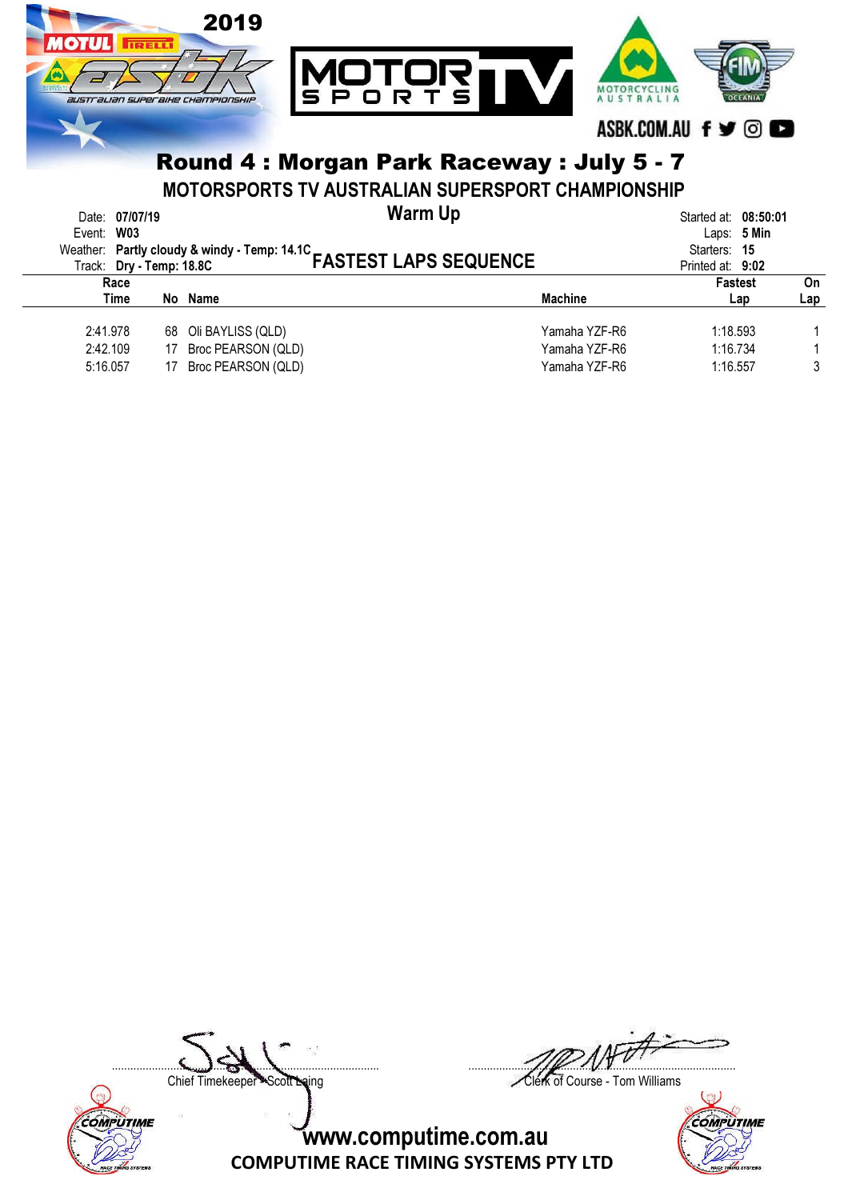2019

ASBK.COM.AU

# Round 4 : Morgan Park Raceway : July 5 - 7

## MOTORSPORTS TV AUSTRALIAN SUPERSPORT CHAMPIONSHIP

## Warm Up

## FASTEST LAPS SEQUENCE

Date: **07/07/19**
Event: **W03**
Weather: **Partly cloudy & windy - Temp: 14.1C**
Track: **Dry - Temp: 18.8C**

Started at: **08:50:01**
Laps: **5 Min**
Starters: **15**
Printed at: **9:02**

| Race Time | No | Name | Machine | Fastest Lap | On Lap |
|---|---|---|---|---|---|
| 2:41.978 | 68 | Oli BAYLISS (QLD) | Yamaha YZF-R6 | 1:18.593 | 1 |
| 2:42.109 | 17 | Broc PEARSON (QLD) | Yamaha YZF-R6 | 1:16.734 | 1 |
| 5:16.057 | 17 | Broc PEARSON (QLD) | Yamaha YZF-R6 | 1:16.557 | 3 |

Chief Timekeeper - Scott Laing

Clerk of Course - Tom Williams

www.computime.com.au

COMPUTIME RACE TIMING SYSTEMS PTY LTD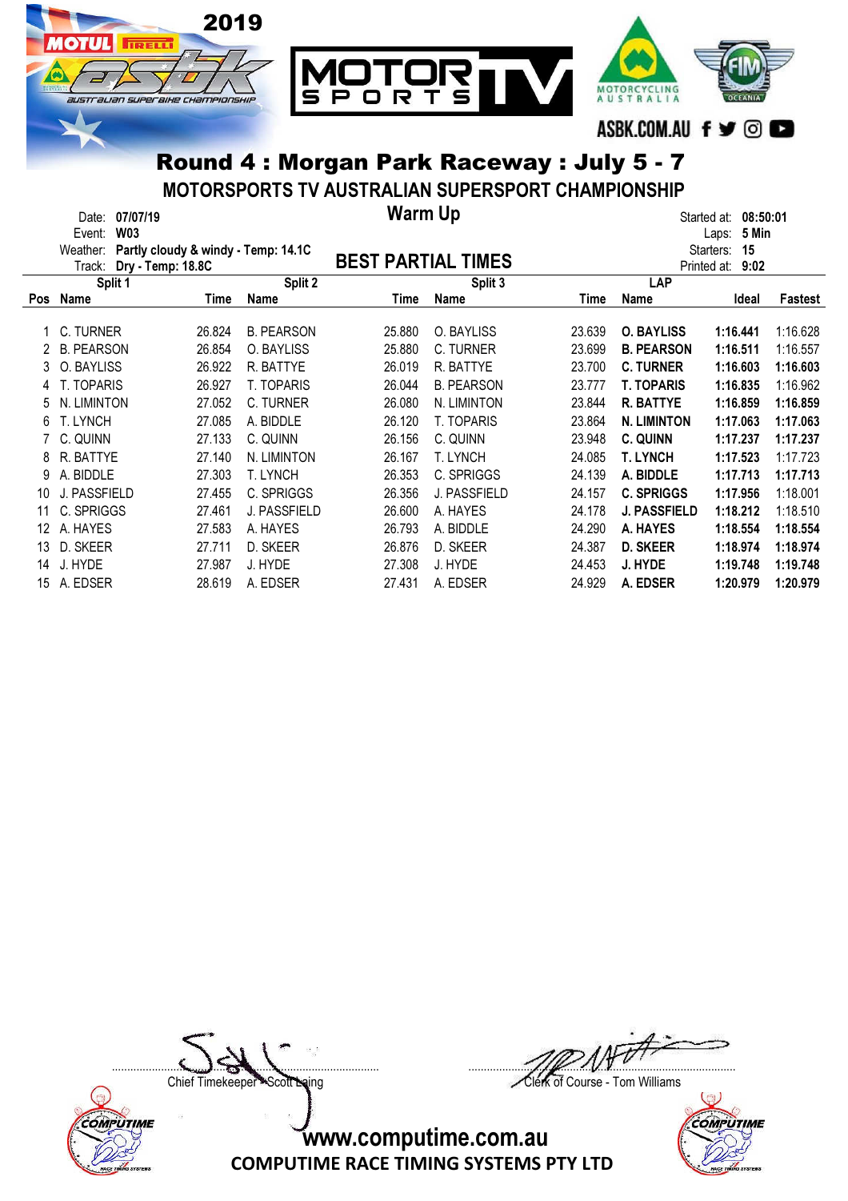2019

# Round 4 : Morgan Park Raceway : July 5 - 7

## MOTORSPORTS TV AUSTRALIAN SUPERSPORT CHAMPIONSHIP

## Warm Up

Date: **07/07/19**
Event: **W03**
Weather: **Partly cloudy & windy - Temp: 14.1C**
Track: **Dry - Temp: 18.8C**

Started at: **08:50:01**
Laps: **5 Min**
Starters: **15**
Printed at: **9:02**

## BEST PARTIAL TIMES

| Pos | Split 1 Name | Time | Split 2 Name | Time | Split 3 Name | Time | LAP Name | Ideal | Fastest |
|---|---|---|---|---|---|---|---|---|---|
| 1 | C. TURNER | 26.824 | B. PEARSON | 25.880 | O. BAYLISS | 23.639 | **O. BAYLISS** | **1:16.441** | 1:16.628 |
| 2 | B. PEARSON | 26.854 | O. BAYLISS | 25.880 | C. TURNER | 23.699 | **B. PEARSON** | **1:16.511** | 1:16.557 |
| 3 | O. BAYLISS | 26.922 | R. BATTYE | 26.019 | R. BATTYE | 23.700 | **C. TURNER** | **1:16.603** | **1:16.603** |
| 4 | T. TOPARIS | 26.927 | T. TOPARIS | 26.044 | B. PEARSON | 23.777 | **T. TOPARIS** | **1:16.835** | 1:16.962 |
| 5 | N. LIMINTON | 27.052 | C. TURNER | 26.080 | N. LIMINTON | 23.844 | **R. BATTYE** | **1:16.859** | **1:16.859** |
| 6 | T. LYNCH | 27.085 | A. BIDDLE | 26.120 | T. TOPARIS | 23.864 | **N. LIMINTON** | **1:17.063** | **1:17.063** |
| 7 | C. QUINN | 27.133 | C. QUINN | 26.156 | C. QUINN | 23.948 | **C. QUINN** | **1:17.237** | **1:17.237** |
| 8 | R. BATTYE | 27.140 | N. LIMINTON | 26.167 | T. LYNCH | 24.085 | **T. LYNCH** | **1:17.523** | 1:17.723 |
| 9 | A. BIDDLE | 27.303 | T. LYNCH | 26.353 | C. SPRIGGS | 24.139 | **A. BIDDLE** | **1:17.713** | **1:17.713** |
| 10 | J. PASSFIELD | 27.455 | C. SPRIGGS | 26.356 | J. PASSFIELD | 24.157 | **C. SPRIGGS** | **1:17.956** | 1:18.001 |
| 11 | C. SPRIGGS | 27.461 | J. PASSFIELD | 26.600 | A. HAYES | 24.178 | **J. PASSFIELD** | **1:18.212** | 1:18.510 |
| 12 | A. HAYES | 27.583 | A. HAYES | 26.793 | A. BIDDLE | 24.290 | **A. HAYES** | **1:18.554** | **1:18.554** |
| 13 | D. SKEER | 27.711 | D. SKEER | 26.876 | D. SKEER | 24.387 | **D. SKEER** | **1:18.974** | **1:18.974** |
| 14 | J. HYDE | 27.987 | J. HYDE | 27.308 | J. HYDE | 24.453 | **J. HYDE** | **1:19.748** | **1:19.748** |
| 15 | A. EDSER | 28.619 | A. EDSER | 27.431 | A. EDSER | 24.929 | **A. EDSER** | **1:20.979** | **1:20.979** |

Chief Timekeeper - Scott Laing

Clerk of Course - Tom Williams

www.computime.com.au

COMPUTIME RACE TIMING SYSTEMS PTY LTD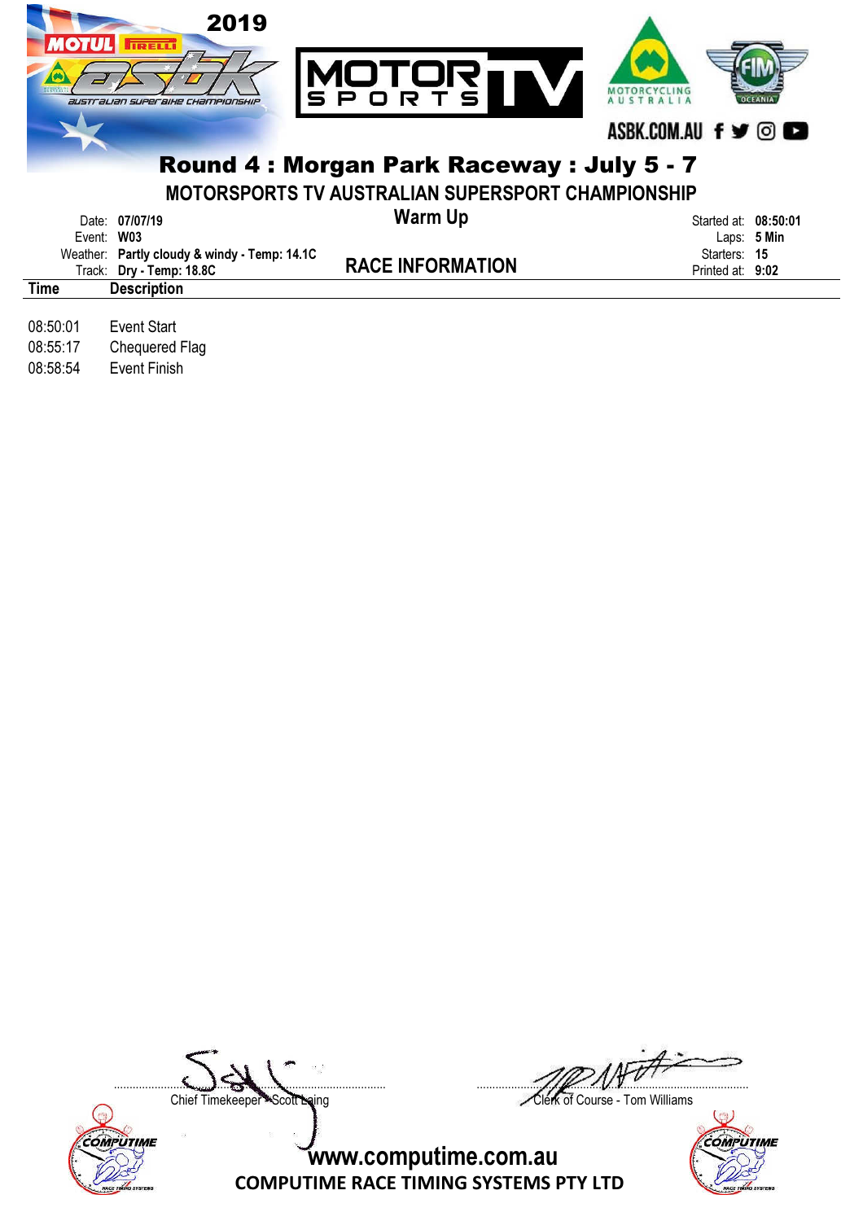2019

ASBK.COM.AU

# Round 4 : Morgan Park Raceway : July 5 - 7

## MOTORSPORTS TV AUSTRALIAN SUPERSPORT CHAMPIONSHIP

Date: **07/07/19**
Event: **W03**
Weather: **Partly cloudy & windy - Temp: 14.1C**
Track: **Dry - Temp: 18.8C**

**Warm Up**

**RACE INFORMATION**

Started at: **08:50:01**
Laps: **5 Min**
Starters: **15**
Printed at: **9:02**

| Time | Description |
|---|---|
| 08:50:01 | Event Start |
| 08:55:17 | Chequered Flag |
| 08:58:54 | Event Finish |

Chief Timekeeper - Scott Laing

Clerk of Course - Tom Williams

www.computime.com.au

COMPUTIME RACE TIMING SYSTEMS PTY LTD